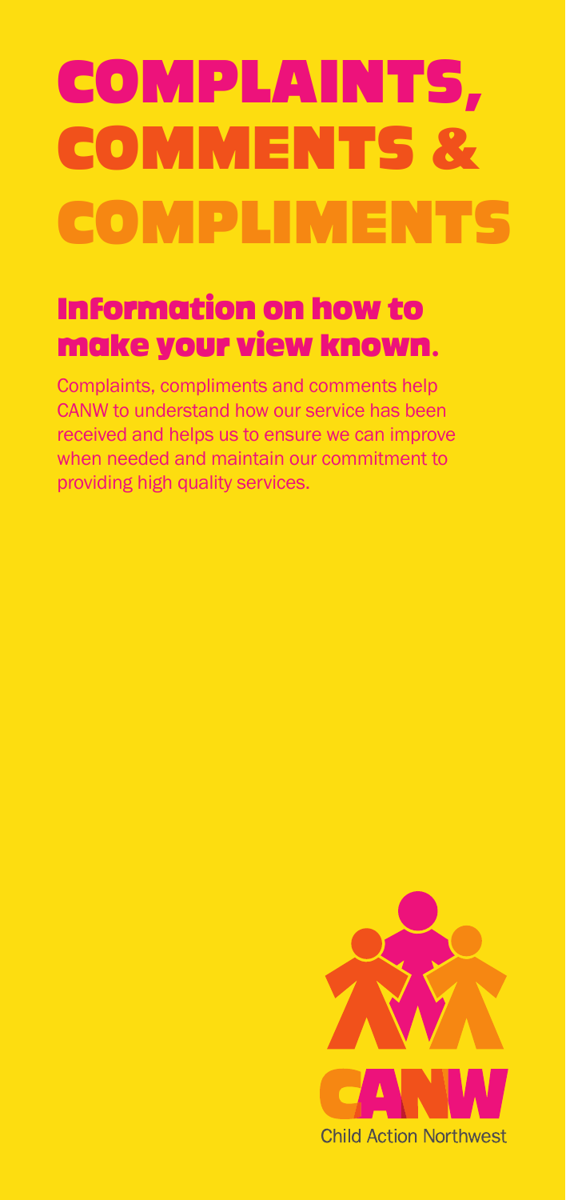# COMPLAINTS, COMMENTS & COMPLIMENTS

## Information on how to make your view known.

Complaints, compliments and comments help CANW to understand how our service has been received and helps us to ensure we can improve when needed and maintain our commitment to providing high quality services.

CANW

Child Action Northwest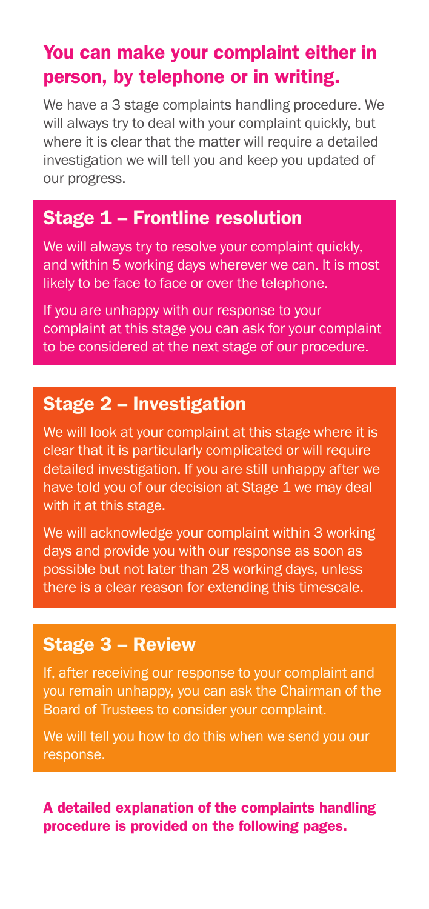## You can make your complaint either in person, by telephone or in writing.

We have a 3 stage complaints handling procedure. We will always try to deal with your complaint quickly, but where it is clear that the matter will require a detailed investigation we will tell you and keep you updated of our progress.

### Stage 1 – Frontline resolution

We will always try to resolve your complaint quickly, and within 5 working days wherever we can. It is most likely to be face to face or over the telephone.

If you are unhappy with our response to your complaint at this stage you can ask for your complaint to be considered at the next stage of our procedure.

### Stage 2 – Investigation

We will look at your complaint at this stage where it is clear that it is particularly complicated or will require detailed investigation. If you are still unhappy after we have told you of our decision at Stage 1 we may deal with it at this stage.

We will acknowledge your complaint within 3 working days and provide you with our response as soon as possible but not later than 28 working days, unless there is a clear reason for extending this timescale.

### Stage 3 – Review

If, after receiving our response to your complaint and you remain unhappy, you can ask the Chairman of the Board of Trustees to consider your complaint.

We will tell you how to do this when we send you our response.

**A detailed explanation of the complaints handling procedure is provided on the following pages.**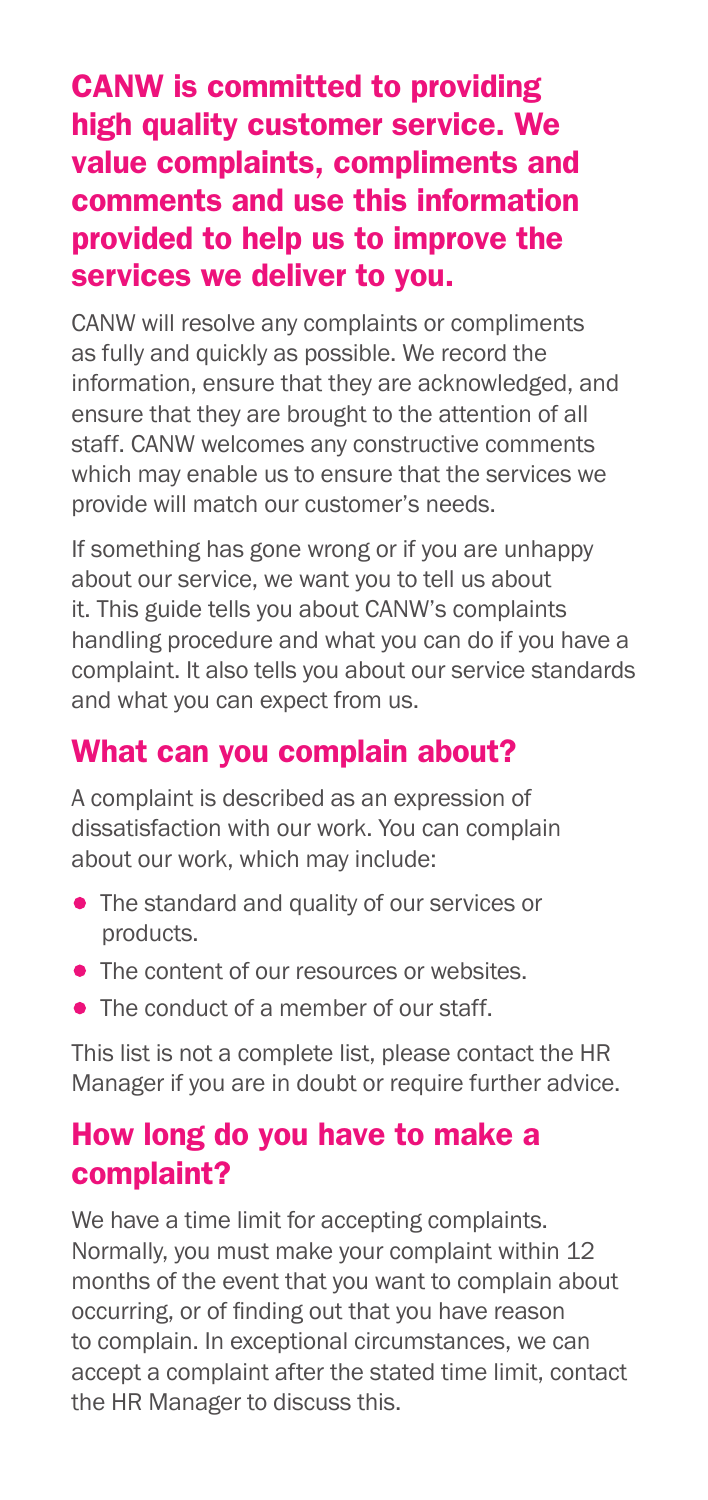## CANW is committed to providing high quality customer service. We value complaints, compliments and comments and use this information provided to help us to improve the services we deliver to you.

CANW will resolve any complaints or compliments as fully and quickly as possible. We record the information, ensure that they are acknowledged, and ensure that they are brought to the attention of all staff. CANW welcomes any constructive comments which may enable us to ensure that the services we provide will match our customer's needs.

If something has gone wrong or if you are unhappy about our service, we want you to tell us about it. This guide tells you about CANW's complaints handling procedure and what you can do if you have a complaint. It also tells you about our service standards and what you can expect from us.

## What can you complain about?

A complaint is described as an expression of dissatisfaction with our work. You can complain about our work, which may include:

- The standard and quality of our services or products.
- The content of our resources or websites.
- The conduct of a member of our staff.

This list is not a complete list, please contact the HR Manager if you are in doubt or require further advice.

## How long do you have to make a complaint?

We have a time limit for accepting complaints. Normally, you must make your complaint within 12 months of the event that you want to complain about occurring, or of finding out that you have reason to complain. In exceptional circumstances, we can accept a complaint after the stated time limit, contact the HR Manager to discuss this.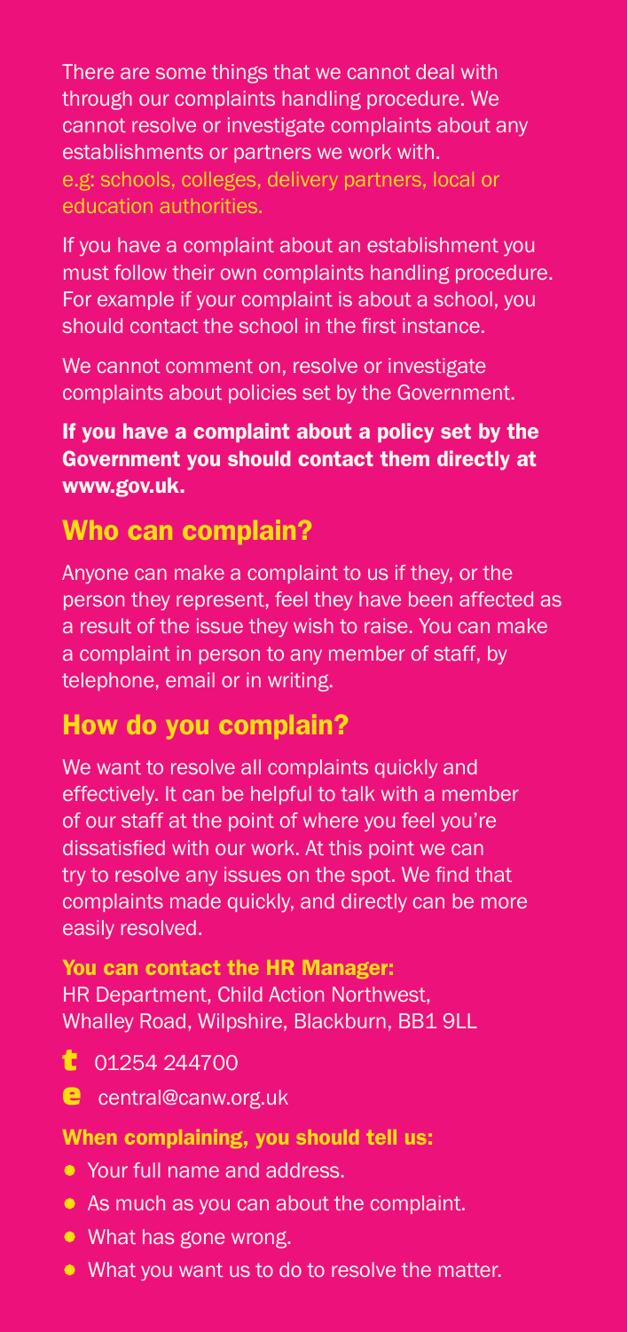There are some things that we cannot deal with through our complaints handling procedure. We cannot resolve or investigate complaints about any establishments or partners we work with. e.g: schools, colleges, delivery partners, local or education authorities.

If you have a complaint about an establishment you must follow their own complaints handling procedure. For example if your complaint is about a school, you should contact the school in the first instance.

We cannot comment on, resolve or investigate complaints about policies set by the Government.

**If you have a complaint about a policy set by the Government you should contact them directly at www.gov.uk.**

## Who can complain?

Anyone can make a complaint to us if they, or the person they represent, feel they have been affected as a result of the issue they wish to raise. You can make a complaint in person to any member of staff, by telephone, email or in writing.

## How do you complain?

We want to resolve all complaints quickly and effectively. It can be helpful to talk with a member of our staff at the point of where you feel you're dissatisfied with our work. At this point we can try to resolve any issues on the spot. We find that complaints made quickly, and directly can be more easily resolved.

**You can contact the HR Manager:**
HR Department, Child Action Northwest,
Whalley Road, Wilpshire, Blackburn, BB1 9LL

**t** 01254 244700

**e** central@canw.org.uk

**When complaining, you should tell us:**

- Your full name and address.
- As much as you can about the complaint.
- What has gone wrong.
- What you want us to do to resolve the matter.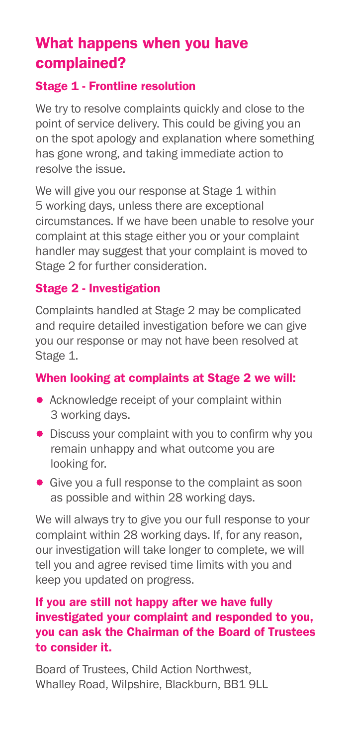# What happens when you have complained?

### Stage 1 - Frontline resolution

We try to resolve complaints quickly and close to the point of service delivery. This could be giving you an on the spot apology and explanation where something has gone wrong, and taking immediate action to resolve the issue.

We will give you our response at Stage 1 within 5 working days, unless there are exceptional circumstances. If we have been unable to resolve your complaint at this stage either you or your complaint handler may suggest that your complaint is moved to Stage 2 for further consideration.

### Stage 2 - Investigation

Complaints handled at Stage 2 may be complicated and require detailed investigation before we can give you our response or may not have been resolved at Stage 1.

### When looking at complaints at Stage 2 we will:

- Acknowledge receipt of your complaint within 3 working days.
- Discuss your complaint with you to confirm why you remain unhappy and what outcome you are looking for.
- Give you a full response to the complaint as soon as possible and within 28 working days.

We will always try to give you our full response to your complaint within 28 working days. If, for any reason, our investigation will take longer to complete, we will tell you and agree revised time limits with you and keep you updated on progress.

**If you are still not happy after we have fully investigated your complaint and responded to you, you can ask the Chairman of the Board of Trustees to consider it.**

Board of Trustees, Child Action Northwest,
Whalley Road, Wilpshire, Blackburn, BB1 9LL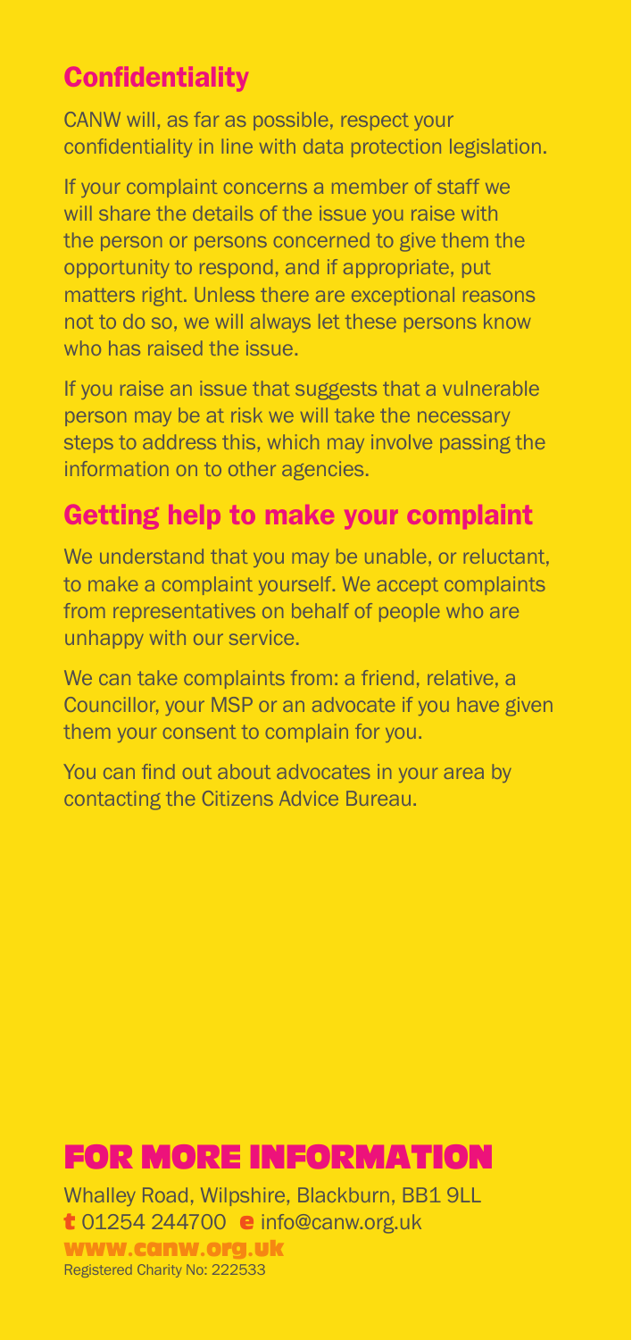## Confidentiality

CANW will, as far as possible, respect your confidentiality in line with data protection legislation.

If your complaint concerns a member of staff we will share the details of the issue you raise with the person or persons concerned to give them the opportunity to respond, and if appropriate, put matters right. Unless there are exceptional reasons not to do so, we will always let these persons know who has raised the issue.

If you raise an issue that suggests that a vulnerable person may be at risk we will take the necessary steps to address this, which may involve passing the information on to other agencies.

## Getting help to make your complaint

We understand that you may be unable, or reluctant, to make a complaint yourself. We accept complaints from representatives on behalf of people who are unhappy with our service.

We can take complaints from: a friend, relative, a Councillor, your MSP or an advocate if you have given them your consent to complain for you.

You can find out about advocates in your area by contacting the Citizens Advice Bureau.

## FOR MORE INFORMATION

Whalley Road, Wilpshire, Blackburn, BB1 9LL
**t** 01254 244700 **e** info@canw.org.uk
**www.canw.org.uk**
Registered Charity No: 222533